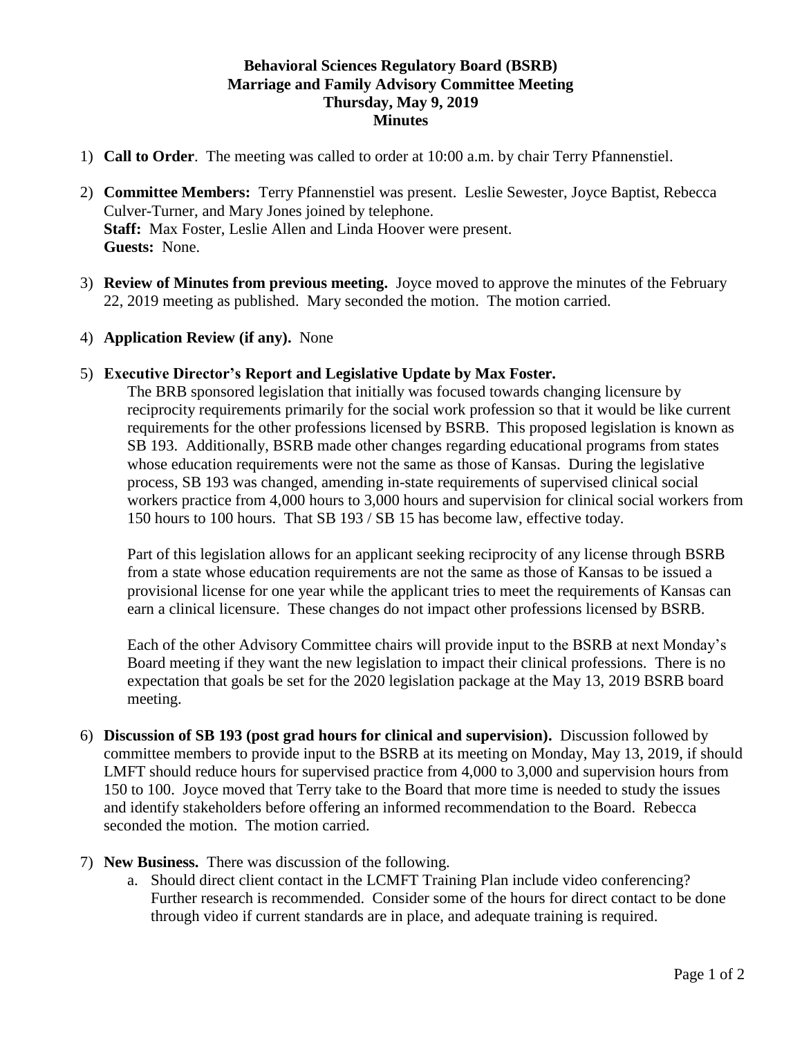**Behavioral Sciences Regulatory Board (BSRB)**
**Marriage and Family Advisory Committee Meeting**
**Thursday, May 9, 2019**
**Minutes**

1) **Call to Order**. The meeting was called to order at 10:00 a.m. by chair Terry Pfannenstiel.

2) **Committee Members:** Terry Pfannenstiel was present. Leslie Sewester, Joyce Baptist, Rebecca Culver-Turner, and Mary Jones joined by telephone.
**Staff:** Max Foster, Leslie Allen and Linda Hoover were present.
**Guests:** None.

3) **Review of Minutes from previous meeting.** Joyce moved to approve the minutes of the February 22, 2019 meeting as published. Mary seconded the motion. The motion carried.

4) **Application Review (if any).** None

5) **Executive Director's Report and Legislative Update by Max Foster.**
The BRB sponsored legislation that initially was focused towards changing licensure by reciprocity requirements primarily for the social work profession so that it would be like current requirements for the other professions licensed by BSRB. This proposed legislation is known as SB 193. Additionally, BSRB made other changes regarding educational programs from states whose education requirements were not the same as those of Kansas. During the legislative process, SB 193 was changed, amending in-state requirements of supervised clinical social workers practice from 4,000 hours to 3,000 hours and supervision for clinical social workers from 150 hours to 100 hours. That SB 193 / SB 15 has become law, effective today.

   Part of this legislation allows for an applicant seeking reciprocity of any license through BSRB from a state whose education requirements are not the same as those of Kansas to be issued a provisional license for one year while the applicant tries to meet the requirements of Kansas can earn a clinical licensure. These changes do not impact other professions licensed by BSRB.

   Each of the other Advisory Committee chairs will provide input to the BSRB at next Monday's Board meeting if they want the new legislation to impact their clinical professions. There is no expectation that goals be set for the 2020 legislation package at the May 13, 2019 BSRB board meeting.

6) **Discussion of SB 193 (post grad hours for clinical and supervision).** Discussion followed by committee members to provide input to the BSRB at its meeting on Monday, May 13, 2019, if should LMFT should reduce hours for supervised practice from 4,000 to 3,000 and supervision hours from 150 to 100. Joyce moved that Terry take to the Board that more time is needed to study the issues and identify stakeholders before offering an informed recommendation to the Board. Rebecca seconded the motion. The motion carried.

7) **New Business.** There was discussion of the following.
   a. Should direct client contact in the LCMFT Training Plan include video conferencing? Further research is recommended. Consider some of the hours for direct contact to be done through video if current standards are in place, and adequate training is required.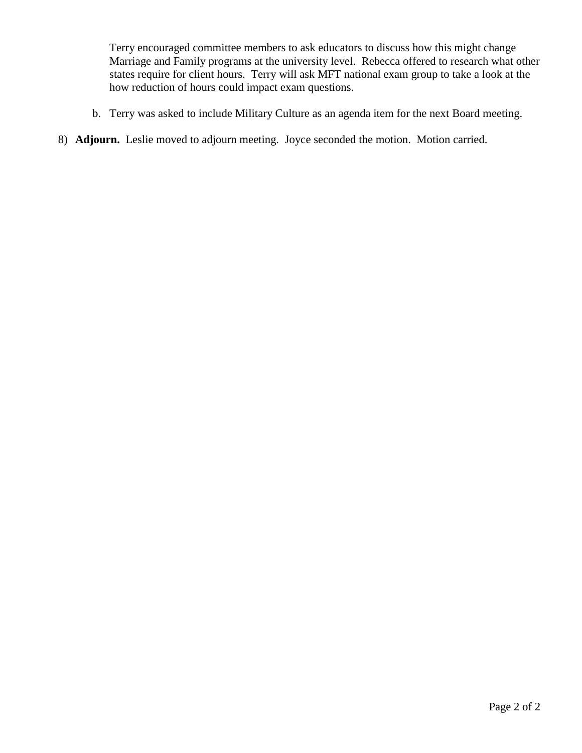Terry encouraged committee members to ask educators to discuss how this might change Marriage and Family programs at the university level. Rebecca offered to research what other states require for client hours. Terry will ask MFT national exam group to take a look at the how reduction of hours could impact exam questions.

b. Terry was asked to include Military Culture as an agenda item for the next Board meeting.

8) **Adjourn.** Leslie moved to adjourn meeting. Joyce seconded the motion. Motion carried.